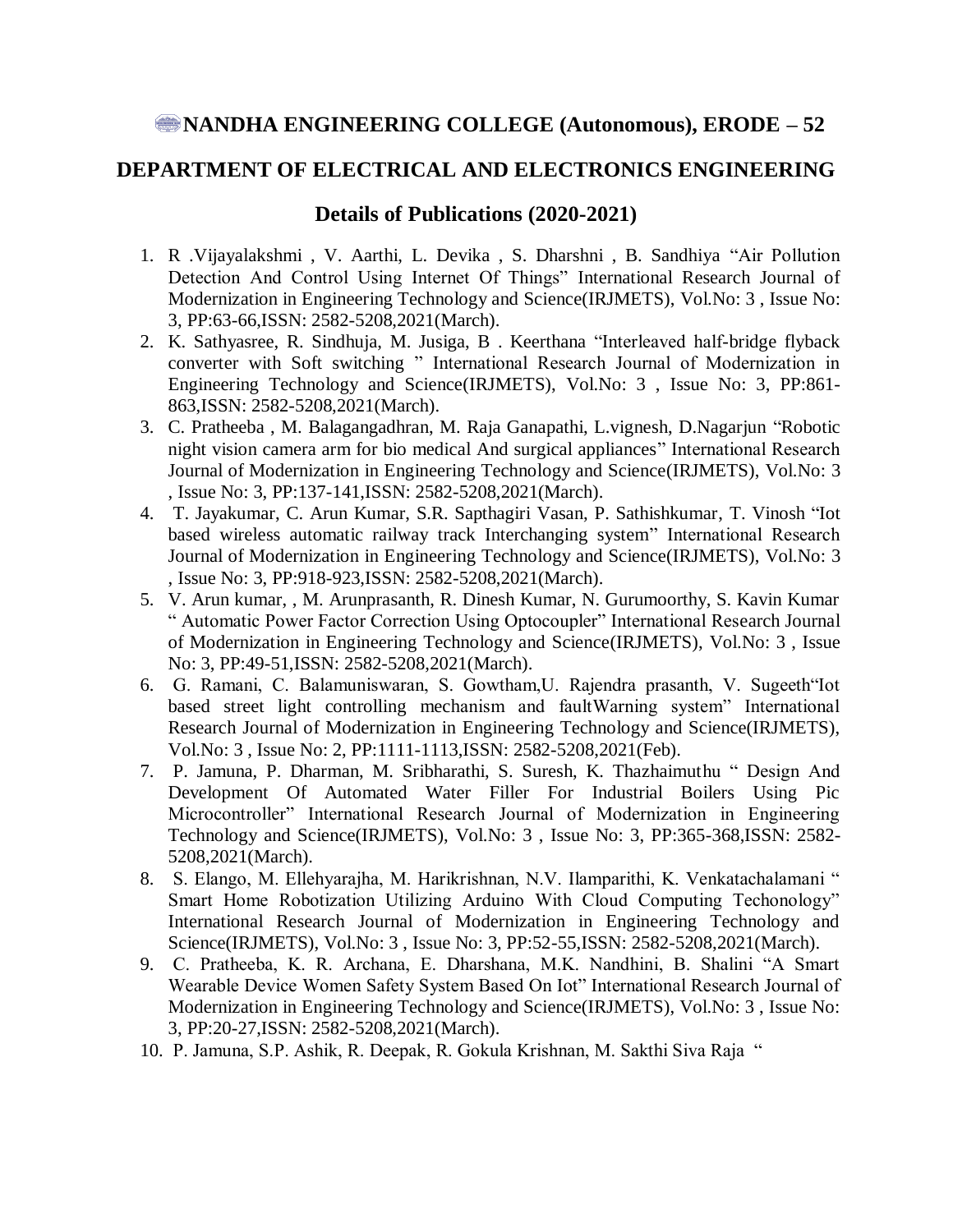# NANDHA ENGINEERING COLLEGE (Autonomous), ERODE – 52

## DEPARTMENT OF ELECTRICAL AND ELECTRONICS ENGINEERING

### Details of Publications (2020-2021)

1. R .Vijayalakshmi , V. Aarthi, L. Devika , S. Dharshni , B. Sandhiya "Air Pollution Detection And Control Using Internet Of Things" International Research Journal of Modernization in Engineering Technology and Science(IRJMETS), Vol.No: 3 , Issue No: 3, PP:63-66,ISSN: 2582-5208,2021(March).
2. K. Sathyasree, R. Sindhuja, M. Jusiga, B . Keerthana "Interleaved half-bridge flyback converter with Soft switching " International Research Journal of Modernization in Engineering Technology and Science(IRJMETS), Vol.No: 3 , Issue No: 3, PP:861-863,ISSN: 2582-5208,2021(March).
3. C. Pratheeba , M. Balagangadhran, M. Raja Ganapathi, L.vignesh, D.Nagarjun "Robotic night vision camera arm for bio medical And surgical appliances" International Research Journal of Modernization in Engineering Technology and Science(IRJMETS), Vol.No: 3 , Issue No: 3, PP:137-141,ISSN: 2582-5208,2021(March).
4. T. Jayakumar, C. Arun Kumar, S.R. Sapthagiri Vasan, P. Sathishkumar, T. Vinosh "Iot based wireless automatic railway track Interchanging system" International Research Journal of Modernization in Engineering Technology and Science(IRJMETS), Vol.No: 3 , Issue No: 3, PP:918-923,ISSN: 2582-5208,2021(March).
5. V. Arun kumar, , M. Arunprasanth, R. Dinesh Kumar, N. Gurumoorthy, S. Kavin Kumar " Automatic Power Factor Correction Using Optocoupler" International Research Journal of Modernization in Engineering Technology and Science(IRJMETS), Vol.No: 3 , Issue No: 3, PP:49-51,ISSN: 2582-5208,2021(March).
6. G. Ramani, C. Balamuniswaran, S. Gowtham,U. Rajendra prasanth, V. Sugeeth"Iot based street light controlling mechanism and faultWarning system" International Research Journal of Modernization in Engineering Technology and Science(IRJMETS), Vol.No: 3 , Issue No: 2, PP:1111-1113,ISSN: 2582-5208,2021(Feb).
7. P. Jamuna, P. Dharman, M. Sribharathi, S. Suresh, K. Thazhaimuthu " Design And Development Of Automated Water Filler For Industrial Boilers Using Pic Microcontroller" International Research Journal of Modernization in Engineering Technology and Science(IRJMETS), Vol.No: 3 , Issue No: 3, PP:365-368,ISSN: 2582-5208,2021(March).
8. S. Elango, M. Ellehyarajha, M. Harikrishnan, N.V. Ilamparithi, K. Venkatachalamani " Smart Home Robotization Utilizing Arduino With Cloud Computing Techonology" International Research Journal of Modernization in Engineering Technology and Science(IRJMETS), Vol.No: 3 , Issue No: 3, PP:52-55,ISSN: 2582-5208,2021(March).
9. C. Pratheeba, K. R. Archana, E. Dharshana, M.K. Nandhini, B. Shalini "A Smart Wearable Device Women Safety System Based On Iot" International Research Journal of Modernization in Engineering Technology and Science(IRJMETS), Vol.No: 3 , Issue No: 3, PP:20-27,ISSN: 2582-5208,2021(March).
10. P. Jamuna, S.P. Ashik, R. Deepak, R. Gokula Krishnan, M. Sakthi Siva Raja "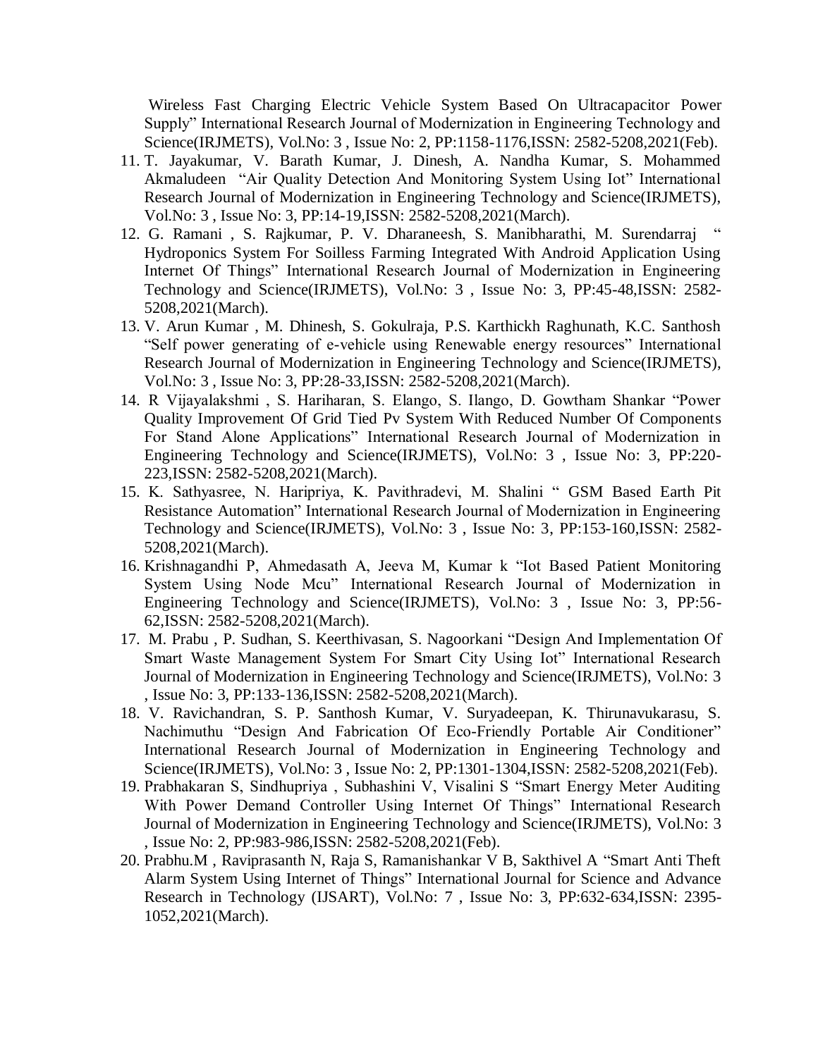Wireless Fast Charging Electric Vehicle System Based On Ultracapacitor Power Supply" International Research Journal of Modernization in Engineering Technology and Science(IRJMETS), Vol.No: 3 , Issue No: 2, PP:1158-1176,ISSN: 2582-5208,2021(Feb).

11. T. Jayakumar, V. Barath Kumar, J. Dinesh, A. Nandha Kumar, S. Mohammed Akmaludeen "Air Quality Detection And Monitoring System Using Iot" International Research Journal of Modernization in Engineering Technology and Science(IRJMETS), Vol.No: 3 , Issue No: 3, PP:14-19,ISSN: 2582-5208,2021(March).
12. G. Ramani , S. Rajkumar, P. V. Dharaneesh, S. Manibharathi, M. Surendarraj " Hydroponics System For Soilless Farming Integrated With Android Application Using Internet Of Things" International Research Journal of Modernization in Engineering Technology and Science(IRJMETS), Vol.No: 3 , Issue No: 3, PP:45-48,ISSN: 2582-5208,2021(March).
13. V. Arun Kumar , M. Dhinesh, S. Gokulraja, P.S. Karthickh Raghunath, K.C. Santhosh "Self power generating of e-vehicle using Renewable energy resources" International Research Journal of Modernization in Engineering Technology and Science(IRJMETS), Vol.No: 3 , Issue No: 3, PP:28-33,ISSN: 2582-5208,2021(March).
14. R Vijayalakshmi , S. Hariharan, S. Elango, S. Ilango, D. Gowtham Shankar "Power Quality Improvement Of Grid Tied Pv System With Reduced Number Of Components For Stand Alone Applications" International Research Journal of Modernization in Engineering Technology and Science(IRJMETS), Vol.No: 3 , Issue No: 3, PP:220-223,ISSN: 2582-5208,2021(March).
15. K. Sathyasree, N. Haripriya, K. Pavithradevi, M. Shalini " GSM Based Earth Pit Resistance Automation" International Research Journal of Modernization in Engineering Technology and Science(IRJMETS), Vol.No: 3 , Issue No: 3, PP:153-160,ISSN: 2582-5208,2021(March).
16. Krishnagandhi P, Ahmedasath A, Jeeva M, Kumar k "Iot Based Patient Monitoring System Using Node Mcu" International Research Journal of Modernization in Engineering Technology and Science(IRJMETS), Vol.No: 3 , Issue No: 3, PP:56-62,ISSN: 2582-5208,2021(March).
17. M. Prabu , P. Sudhan, S. Keerthivasan, S. Nagoorkani "Design And Implementation Of Smart Waste Management System For Smart City Using Iot" International Research Journal of Modernization in Engineering Technology and Science(IRJMETS), Vol.No: 3 , Issue No: 3, PP:133-136,ISSN: 2582-5208,2021(March).
18. V. Ravichandran, S. P. Santhosh Kumar, V. Suryadeepan, K. Thirunavukarasu, S. Nachimuthu "Design And Fabrication Of Eco-Friendly Portable Air Conditioner" International Research Journal of Modernization in Engineering Technology and Science(IRJMETS), Vol.No: 3 , Issue No: 2, PP:1301-1304,ISSN: 2582-5208,2021(Feb).
19. Prabhakaran S, Sindhupriya , Subhashini V, Visalini S "Smart Energy Meter Auditing With Power Demand Controller Using Internet Of Things" International Research Journal of Modernization in Engineering Technology and Science(IRJMETS), Vol.No: 3 , Issue No: 2, PP:983-986,ISSN: 2582-5208,2021(Feb).
20. Prabhu.M , Raviprasanth N, Raja S, Ramanishankar V B, Sakthivel A "Smart Anti Theft Alarm System Using Internet of Things" International Journal for Science and Advance Research in Technology (IJSART), Vol.No: 7 , Issue No: 3, PP:632-634,ISSN: 2395-1052,2021(March).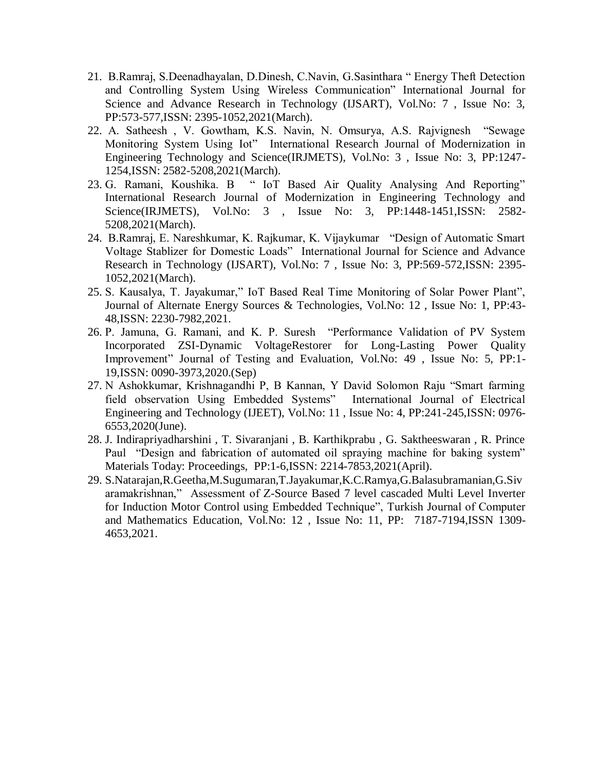21. B.Ramraj, S.Deenadhayalan, D.Dinesh, C.Navin, G.Sasinthara " Energy Theft Detection and Controlling System Using Wireless Communication" International Journal for Science and Advance Research in Technology (IJSART), Vol.No: 7 , Issue No: 3, PP:573-577,ISSN: 2395-1052,2021(March).
22. A. Satheesh , V. Gowtham, K.S. Navin, N. Omsurya, A.S. Rajvignesh "Sewage Monitoring System Using Iot" International Research Journal of Modernization in Engineering Technology and Science(IRJMETS), Vol.No: 3 , Issue No: 3, PP:1247-1254,ISSN: 2582-5208,2021(March).
23. G. Ramani, Koushika. B " IoT Based Air Quality Analysing And Reporting" International Research Journal of Modernization in Engineering Technology and Science(IRJMETS), Vol.No: 3 , Issue No: 3, PP:1448-1451,ISSN: 2582-5208,2021(March).
24. B.Ramraj, E. Nareshkumar, K. Rajkumar, K. Vijaykumar "Design of Automatic Smart Voltage Stablizer for Domestic Loads" International Journal for Science and Advance Research in Technology (IJSART), Vol.No: 7 , Issue No: 3, PP:569-572,ISSN: 2395-1052,2021(March).
25. S. Kausalya, T. Jayakumar," IoT Based Real Time Monitoring of Solar Power Plant", Journal of Alternate Energy Sources & Technologies, Vol.No: 12 , Issue No: 1, PP:43-48,ISSN: 2230-7982,2021.
26. P. Jamuna, G. Ramani, and K. P. Suresh "Performance Validation of PV System Incorporated ZSI-Dynamic VoltageRestorer for Long-Lasting Power Quality Improvement" Journal of Testing and Evaluation, Vol.No: 49 , Issue No: 5, PP:1-19,ISSN: 0090-3973,2020.(Sep)
27. N Ashokkumar, Krishnagandhi P, B Kannan, Y David Solomon Raju "Smart farming field observation Using Embedded Systems" International Journal of Electrical Engineering and Technology (IJEET), Vol.No: 11 , Issue No: 4, PP:241-245,ISSN: 0976-6553,2020(June).
28. J. Indirapriyadharshini , T. Sivaranjani , B. Karthikprabu , G. Saktheeswaran , R. Prince Paul "Design and fabrication of automated oil spraying machine for baking system" Materials Today: Proceedings, PP:1-6,ISSN: 2214-7853,2021(April).
29. S.Natarajan,R.Geetha,M.Sugumaran,T.Jayakumar,K.C.Ramya,G.Balasubramanian,G.Sivaramakrishnan," Assessment of Z-Source Based 7 level cascaded Multi Level Inverter for Induction Motor Control using Embedded Technique", Turkish Journal of Computer and Mathematics Education, Vol.No: 12 , Issue No: 11, PP: 7187-7194,ISSN 1309-4653,2021.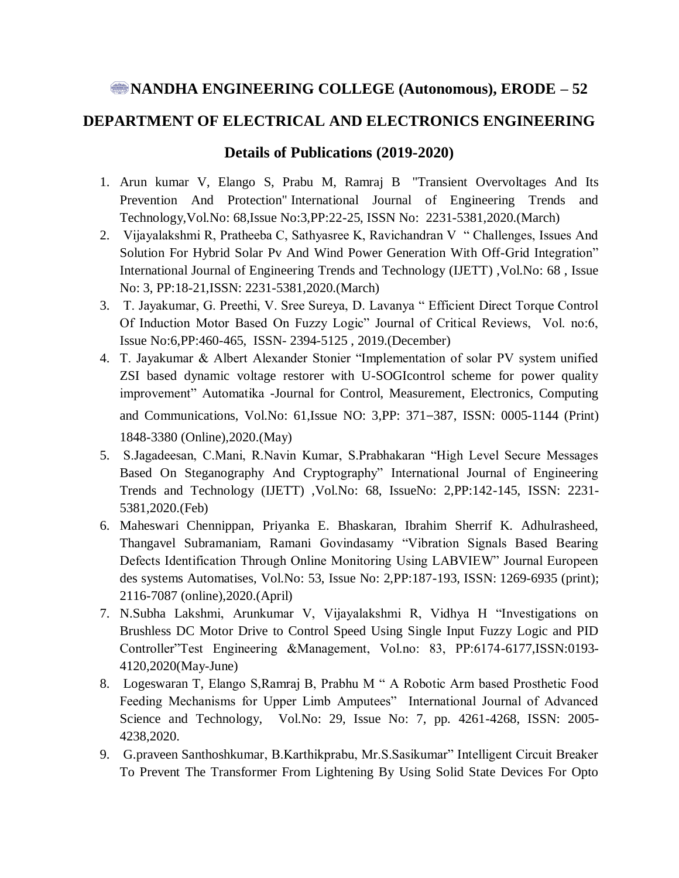# NANDHA ENGINEERING COLLEGE (Autonomous), ERODE – 52

## DEPARTMENT OF ELECTRICAL AND ELECTRONICS ENGINEERING

### Details of Publications (2019-2020)

1. Arun kumar V, Elango S, Prabu M, Ramraj B "Transient Overvoltages And Its Prevention And Protection" International Journal of Engineering Trends and Technology,Vol.No: 68,Issue No:3,PP:22-25, ISSN No: 2231-5381,2020.(March)
2. Vijayalakshmi R, Pratheeba C, Sathyasree K, Ravichandran V " Challenges, Issues And Solution For Hybrid Solar Pv And Wind Power Generation With Off-Grid Integration" International Journal of Engineering Trends and Technology (IJETT) ,Vol.No: 68 , Issue No: 3, PP:18-21,ISSN: 2231-5381,2020.(March)
3. T. Jayakumar, G. Preethi, V. Sree Sureya, D. Lavanya " Efficient Direct Torque Control Of Induction Motor Based On Fuzzy Logic" Journal of Critical Reviews, Vol. no:6, Issue No:6,PP:460-465, ISSN- 2394-5125 , 2019.(December)
4. T. Jayakumar & Albert Alexander Stonier "Implementation of solar PV system unified ZSI based dynamic voltage restorer with U-SOGIcontrol scheme for power quality improvement" Automatika -Journal for Control, Measurement, Electronics, Computing and Communications, Vol.No: 61,Issue NO: 3,PP: 371–387, ISSN: 0005-1144 (Print) 1848-3380 (Online),2020.(May)
5. S.Jagadeesan, C.Mani, R.Navin Kumar, S.Prabhakaran "High Level Secure Messages Based On Steganography And Cryptography" International Journal of Engineering Trends and Technology (IJETT) ,Vol.No: 68, IssueNo: 2,PP:142-145, ISSN: 2231-5381,2020.(Feb)
6. Maheswari Chennippan, Priyanka E. Bhaskaran, Ibrahim Sherrif K. Adhulrasheed, Thangavel Subramaniam, Ramani Govindasamy "Vibration Signals Based Bearing Defects Identification Through Online Monitoring Using LABVIEW" Journal Europeen des systems Automatises, Vol.No: 53, Issue No: 2,PP:187-193, ISSN: 1269-6935 (print); 2116-7087 (online),2020.(April)
7. N.Subha Lakshmi, Arunkumar V, Vijayalakshmi R, Vidhya H "Investigations on Brushless DC Motor Drive to Control Speed Using Single Input Fuzzy Logic and PID Controller"Test Engineering &Management, Vol.no: 83, PP:6174-6177,ISSN:0193-4120,2020(May-June)
8. Logeswaran T, Elango S,Ramraj B, Prabhu M " A Robotic Arm based Prosthetic Food Feeding Mechanisms for Upper Limb Amputees" International Journal of Advanced Science and Technology, Vol.No: 29, Issue No: 7, pp. 4261-4268, ISSN: 2005-4238,2020.
9. G.praveen Santhoshkumar, B.Karthikprabu, Mr.S.Sasikumar" Intelligent Circuit Breaker To Prevent The Transformer From Lightening By Using Solid State Devices For Opto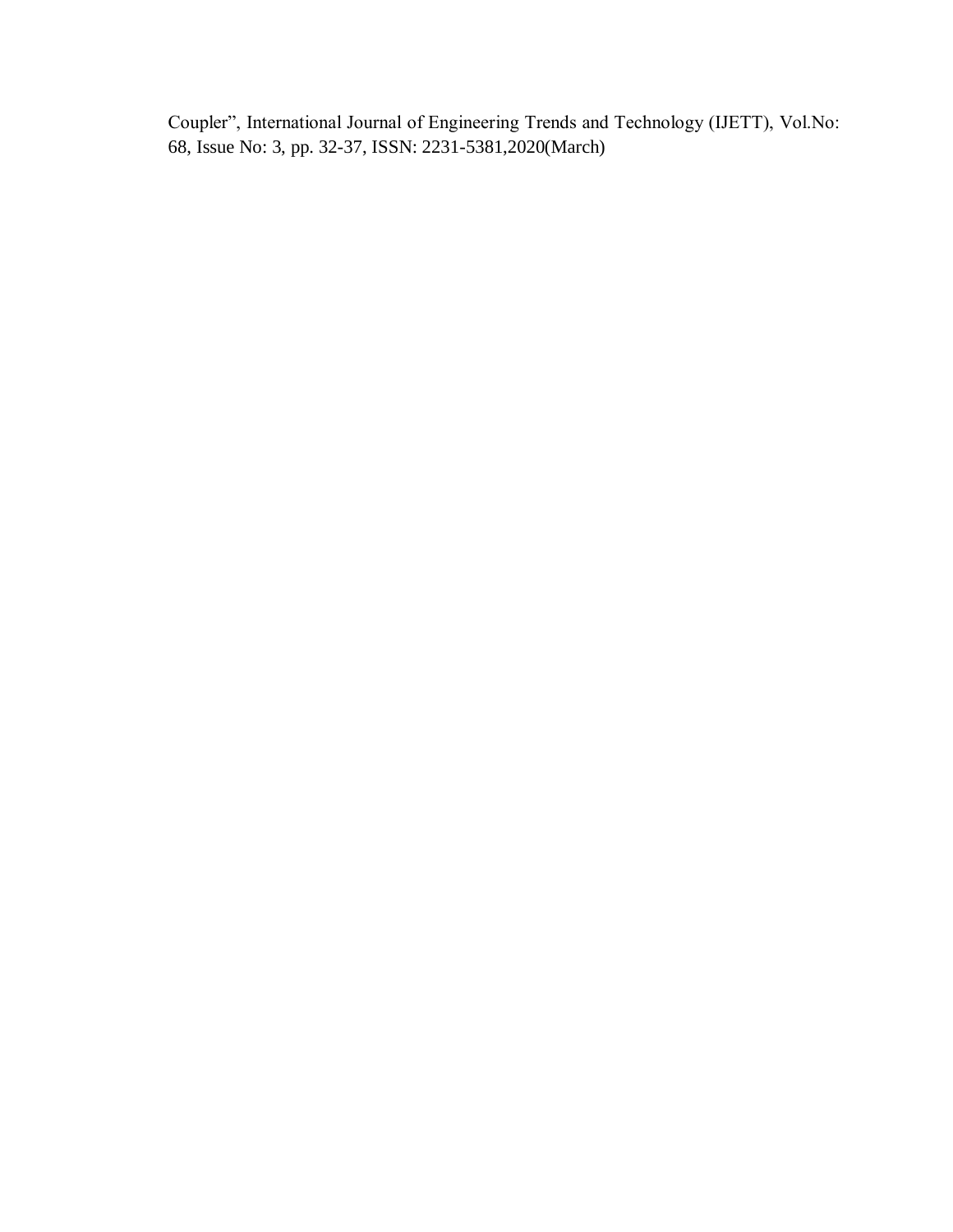Coupler”, International Journal of Engineering Trends and Technology (IJETT), Vol.No: 68, Issue No: 3, pp. 32-37, ISSN: 2231-5381,2020(March)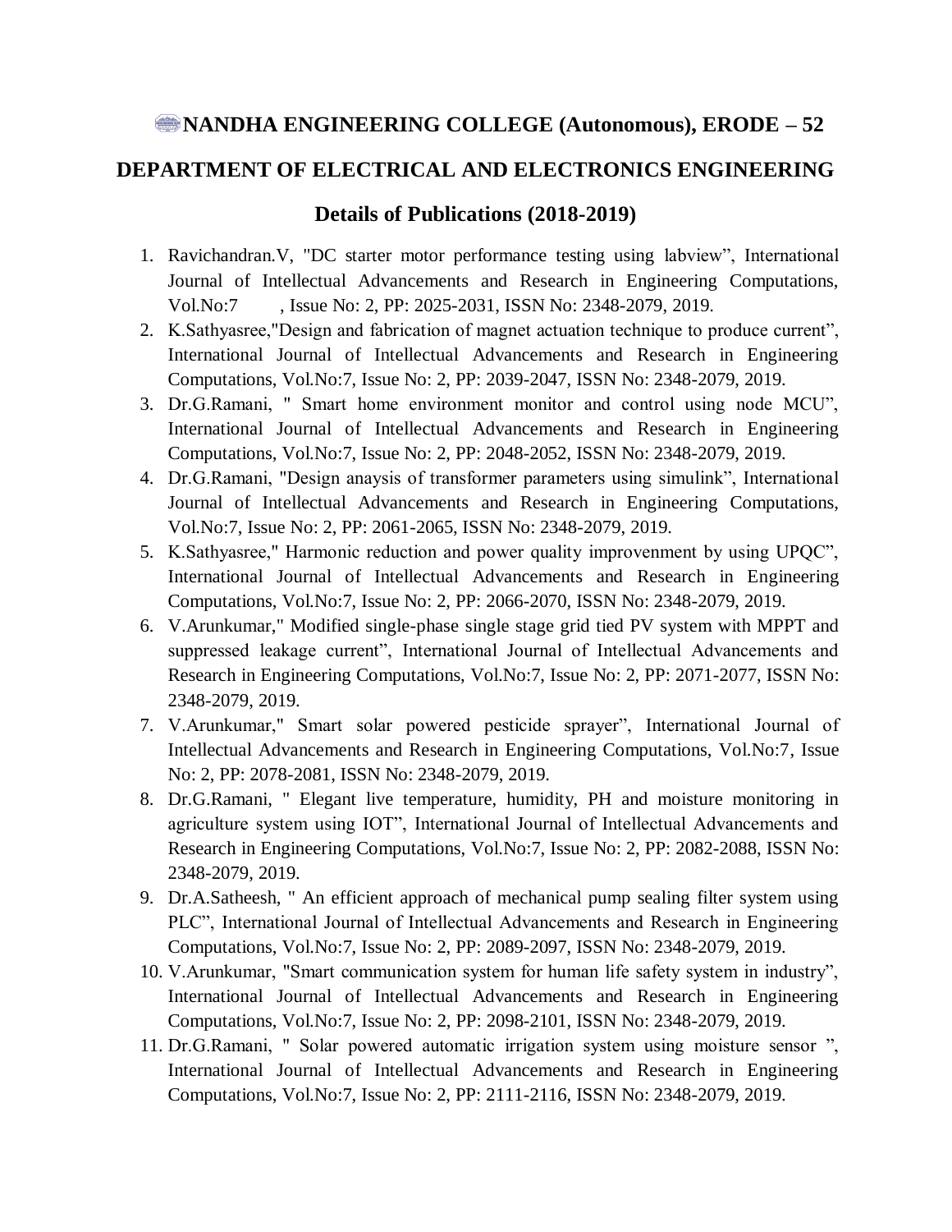# NANDHA ENGINEERING COLLEGE (Autonomous), ERODE – 52

## DEPARTMENT OF ELECTRICAL AND ELECTRONICS ENGINEERING

### Details of Publications (2018-2019)

1. Ravichandran.V, "DC starter motor performance testing using labview", International Journal of Intellectual Advancements and Research in Engineering Computations, Vol.No:7 , Issue No: 2, PP: 2025-2031, ISSN No: 2348-2079, 2019.
2. K.Sathyasree,"Design and fabrication of magnet actuation technique to produce current", International Journal of Intellectual Advancements and Research in Engineering Computations, Vol.No:7, Issue No: 2, PP: 2039-2047, ISSN No: 2348-2079, 2019.
3. Dr.G.Ramani, " Smart home environment monitor and control using node MCU", International Journal of Intellectual Advancements and Research in Engineering Computations, Vol.No:7, Issue No: 2, PP: 2048-2052, ISSN No: 2348-2079, 2019.
4. Dr.G.Ramani, "Design anaysis of transformer parameters using simulink", International Journal of Intellectual Advancements and Research in Engineering Computations, Vol.No:7, Issue No: 2, PP: 2061-2065, ISSN No: 2348-2079, 2019.
5. K.Sathyasree," Harmonic reduction and power quality improvenment by using UPQC", International Journal of Intellectual Advancements and Research in Engineering Computations, Vol.No:7, Issue No: 2, PP: 2066-2070, ISSN No: 2348-2079, 2019.
6. V.Arunkumar," Modified single-phase single stage grid tied PV system with MPPT and suppressed leakage current", International Journal of Intellectual Advancements and Research in Engineering Computations, Vol.No:7, Issue No: 2, PP: 2071-2077, ISSN No: 2348-2079, 2019.
7. V.Arunkumar," Smart solar powered pesticide sprayer", International Journal of Intellectual Advancements and Research in Engineering Computations, Vol.No:7, Issue No: 2, PP: 2078-2081, ISSN No: 2348-2079, 2019.
8. Dr.G.Ramani, " Elegant live temperature, humidity, PH and moisture monitoring in agriculture system using IOT", International Journal of Intellectual Advancements and Research in Engineering Computations, Vol.No:7, Issue No: 2, PP: 2082-2088, ISSN No: 2348-2079, 2019.
9. Dr.A.Satheesh, " An efficient approach of mechanical pump sealing filter system using PLC", International Journal of Intellectual Advancements and Research in Engineering Computations, Vol.No:7, Issue No: 2, PP: 2089-2097, ISSN No: 2348-2079, 2019.
10. V.Arunkumar, "Smart communication system for human life safety system in industry", International Journal of Intellectual Advancements and Research in Engineering Computations, Vol.No:7, Issue No: 2, PP: 2098-2101, ISSN No: 2348-2079, 2019.
11. Dr.G.Ramani, " Solar powered automatic irrigation system using moisture sensor ", International Journal of Intellectual Advancements and Research in Engineering Computations, Vol.No:7, Issue No: 2, PP: 2111-2116, ISSN No: 2348-2079, 2019.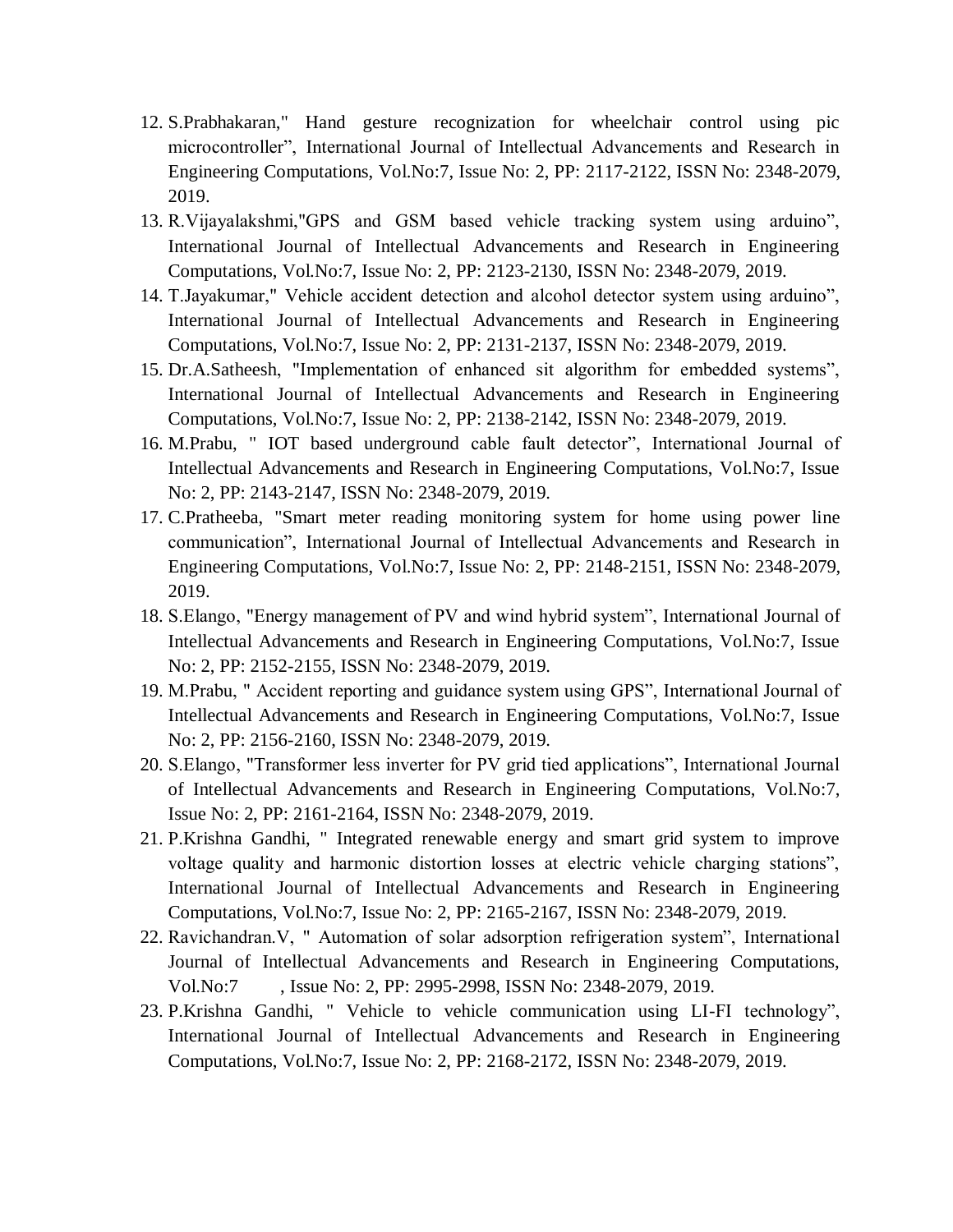12. S.Prabhakaran," Hand gesture recognization for wheelchair control using pic microcontroller", International Journal of Intellectual Advancements and Research in Engineering Computations, Vol.No:7, Issue No: 2, PP: 2117-2122, ISSN No: 2348-2079, 2019.
13. R.Vijayalakshmi,"GPS and GSM based vehicle tracking system using arduino", International Journal of Intellectual Advancements and Research in Engineering Computations, Vol.No:7, Issue No: 2, PP: 2123-2130, ISSN No: 2348-2079, 2019.
14. T.Jayakumar," Vehicle accident detection and alcohol detector system using arduino", International Journal of Intellectual Advancements and Research in Engineering Computations, Vol.No:7, Issue No: 2, PP: 2131-2137, ISSN No: 2348-2079, 2019.
15. Dr.A.Satheesh, "Implementation of enhanced sit algorithm for embedded systems", International Journal of Intellectual Advancements and Research in Engineering Computations, Vol.No:7, Issue No: 2, PP: 2138-2142, ISSN No: 2348-2079, 2019.
16. M.Prabu, " IOT based underground cable fault detector", International Journal of Intellectual Advancements and Research in Engineering Computations, Vol.No:7, Issue No: 2, PP: 2143-2147, ISSN No: 2348-2079, 2019.
17. C.Pratheeba, "Smart meter reading monitoring system for home using power line communication", International Journal of Intellectual Advancements and Research in Engineering Computations, Vol.No:7, Issue No: 2, PP: 2148-2151, ISSN No: 2348-2079, 2019.
18. S.Elango, "Energy management of PV and wind hybrid system", International Journal of Intellectual Advancements and Research in Engineering Computations, Vol.No:7, Issue No: 2, PP: 2152-2155, ISSN No: 2348-2079, 2019.
19. M.Prabu, " Accident reporting and guidance system using GPS", International Journal of Intellectual Advancements and Research in Engineering Computations, Vol.No:7, Issue No: 2, PP: 2156-2160, ISSN No: 2348-2079, 2019.
20. S.Elango, "Transformer less inverter for PV grid tied applications", International Journal of Intellectual Advancements and Research in Engineering Computations, Vol.No:7, Issue No: 2, PP: 2161-2164, ISSN No: 2348-2079, 2019.
21. P.Krishna Gandhi, " Integrated renewable energy and smart grid system to improve voltage quality and harmonic distortion losses at electric vehicle charging stations", International Journal of Intellectual Advancements and Research in Engineering Computations, Vol.No:7, Issue No: 2, PP: 2165-2167, ISSN No: 2348-2079, 2019.
22. Ravichandran.V, " Automation of solar adsorption refrigeration system", International Journal of Intellectual Advancements and Research in Engineering Computations, Vol.No:7 , Issue No: 2, PP: 2995-2998, ISSN No: 2348-2079, 2019.
23. P.Krishna Gandhi, " Vehicle to vehicle communication using LI-FI technology", International Journal of Intellectual Advancements and Research in Engineering Computations, Vol.No:7, Issue No: 2, PP: 2168-2172, ISSN No: 2348-2079, 2019.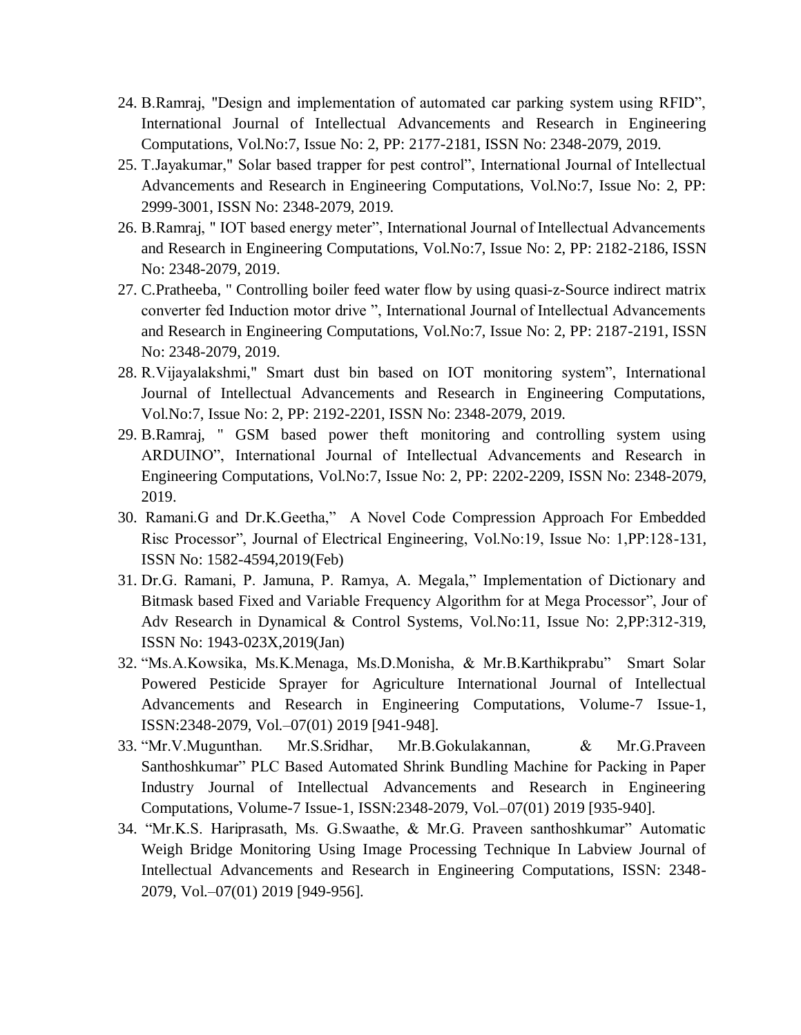24. B.Ramraj, "Design and implementation of automated car parking system using RFID", International Journal of Intellectual Advancements and Research in Engineering Computations, Vol.No:7, Issue No: 2, PP: 2177-2181, ISSN No: 2348-2079, 2019.
25. T.Jayakumar," Solar based trapper for pest control", International Journal of Intellectual Advancements and Research in Engineering Computations, Vol.No:7, Issue No: 2, PP: 2999-3001, ISSN No: 2348-2079, 2019.
26. B.Ramraj, " IOT based energy meter", International Journal of Intellectual Advancements and Research in Engineering Computations, Vol.No:7, Issue No: 2, PP: 2182-2186, ISSN No: 2348-2079, 2019.
27. C.Pratheeba, " Controlling boiler feed water flow by using quasi-z-Source indirect matrix converter fed Induction motor drive ", International Journal of Intellectual Advancements and Research in Engineering Computations, Vol.No:7, Issue No: 2, PP: 2187-2191, ISSN No: 2348-2079, 2019.
28. R.Vijayalakshmi," Smart dust bin based on IOT monitoring system", International Journal of Intellectual Advancements and Research in Engineering Computations, Vol.No:7, Issue No: 2, PP: 2192-2201, ISSN No: 2348-2079, 2019.
29. B.Ramraj, " GSM based power theft monitoring and controlling system using ARDUINO", International Journal of Intellectual Advancements and Research in Engineering Computations, Vol.No:7, Issue No: 2, PP: 2202-2209, ISSN No: 2348-2079, 2019.
30. Ramani.G and Dr.K.Geetha," A Novel Code Compression Approach For Embedded Risc Processor", Journal of Electrical Engineering, Vol.No:19, Issue No: 1,PP:128-131, ISSN No: 1582-4594,2019(Feb)
31. Dr.G. Ramani, P. Jamuna, P. Ramya, A. Megala," Implementation of Dictionary and Bitmask based Fixed and Variable Frequency Algorithm for at Mega Processor", Jour of Adv Research in Dynamical & Control Systems, Vol.No:11, Issue No: 2,PP:312-319, ISSN No: 1943-023X,2019(Jan)
32. "Ms.A.Kowsika, Ms.K.Menaga, Ms.D.Monisha, & Mr.B.Karthikprabu" Smart Solar Powered Pesticide Sprayer for Agriculture International Journal of Intellectual Advancements and Research in Engineering Computations, Volume-7 Issue-1, ISSN:2348-2079, Vol.–07(01) 2019 [941-948].
33. "Mr.V.Mugunthan. Mr.S.Sridhar, Mr.B.Gokulakannan, & Mr.G.Praveen Santhoshkumar" PLC Based Automated Shrink Bundling Machine for Packing in Paper Industry Journal of Intellectual Advancements and Research in Engineering Computations, Volume-7 Issue-1, ISSN:2348-2079, Vol.–07(01) 2019 [935-940].
34. "Mr.K.S. Hariprasath, Ms. G.Swaathe, & Mr.G. Praveen santhoshkumar" Automatic Weigh Bridge Monitoring Using Image Processing Technique In Labview Journal of Intellectual Advancements and Research in Engineering Computations, ISSN: 2348-2079, Vol.–07(01) 2019 [949-956].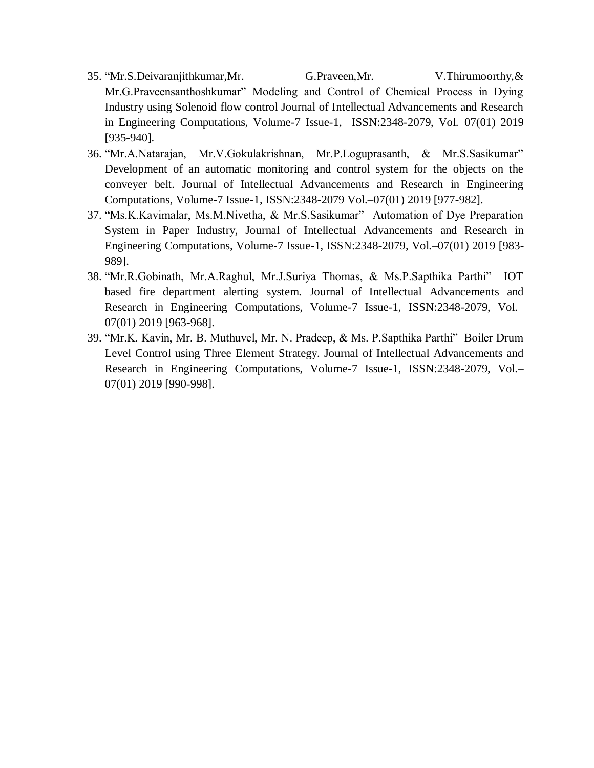35. “Mr.S.Deivaranjithkumar,Mr. G.Praveen,Mr. V.Thirumoorthy,& Mr.G.Praveensanthoshkumar” Modeling and Control of Chemical Process in Dying Industry using Solenoid flow control Journal of Intellectual Advancements and Research in Engineering Computations, Volume-7 Issue-1, ISSN:2348-2079, Vol.–07(01) 2019 [935-940].
36. “Mr.A.Natarajan, Mr.V.Gokulakrishnan, Mr.P.Loguprasanth, & Mr.S.Sasikumar” Development of an automatic monitoring and control system for the objects on the conveyer belt. Journal of Intellectual Advancements and Research in Engineering Computations, Volume-7 Issue-1, ISSN:2348-2079 Vol.–07(01) 2019 [977-982].
37. “Ms.K.Kavimalar, Ms.M.Nivetha, & Mr.S.Sasikumar” Automation of Dye Preparation System in Paper Industry, Journal of Intellectual Advancements and Research in Engineering Computations, Volume-7 Issue-1, ISSN:2348-2079, Vol.–07(01) 2019 [983-989].
38. “Mr.R.Gobinath, Mr.A.Raghul, Mr.J.Suriya Thomas, & Ms.P.Sapthika Parthi” IOT based fire department alerting system. Journal of Intellectual Advancements and Research in Engineering Computations, Volume-7 Issue-1, ISSN:2348-2079, Vol.–07(01) 2019 [963-968].
39. “Mr.K. Kavin, Mr. B. Muthuvel, Mr. N. Pradeep, & Ms. P.Sapthika Parthi” Boiler Drum Level Control using Three Element Strategy. Journal of Intellectual Advancements and Research in Engineering Computations, Volume-7 Issue-1, ISSN:2348-2079, Vol.–07(01) 2019 [990-998].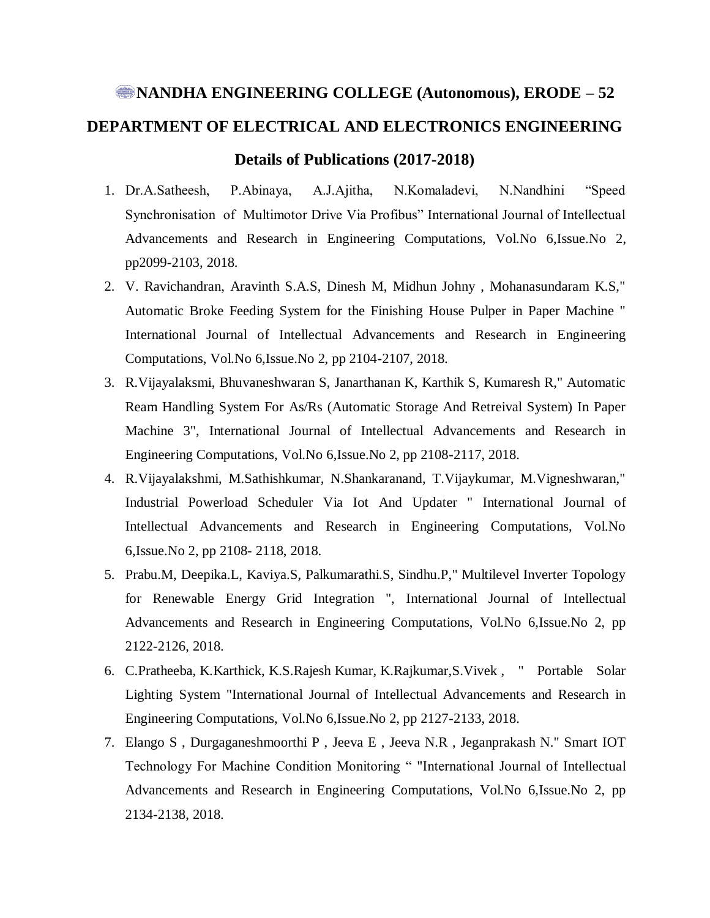# NANDHA ENGINEERING COLLEGE (Autonomous), ERODE – 52

## DEPARTMENT OF ELECTRICAL AND ELECTRONICS ENGINEERING

### Details of Publications (2017-2018)

1. Dr.A.Satheesh, P.Abinaya, A.J.Ajitha, N.Komaladevi, N.Nandhini "Speed Synchronisation of Multimotor Drive Via Profibus" International Journal of Intellectual Advancements and Research in Engineering Computations, Vol.No 6,Issue.No 2, pp2099-2103, 2018.
2. V. Ravichandran, Aravinth S.A.S, Dinesh M, Midhun Johny , Mohanasundaram K.S," Automatic Broke Feeding System for the Finishing House Pulper in Paper Machine " International Journal of Intellectual Advancements and Research in Engineering Computations, Vol.No 6,Issue.No 2, pp 2104-2107, 2018.
3. R.Vijayalaksmi, Bhuvaneshwaran S, Janarthanan K, Karthik S, Kumaresh R," Automatic Ream Handling System For As/Rs (Automatic Storage And Retreival System) In Paper Machine 3", International Journal of Intellectual Advancements and Research in Engineering Computations, Vol.No 6,Issue.No 2, pp 2108-2117, 2018.
4. R.Vijayalakshmi, M.Sathishkumar, N.Shankaranand, T.Vijaykumar, M.Vigneshwaran," Industrial Powerload Scheduler Via Iot And Updater " International Journal of Intellectual Advancements and Research in Engineering Computations, Vol.No 6,Issue.No 2, pp 2108- 2118, 2018.
5. Prabu.M, Deepika.L, Kaviya.S, Palkumarathi.S, Sindhu.P," Multilevel Inverter Topology for Renewable Energy Grid Integration ", International Journal of Intellectual Advancements and Research in Engineering Computations, Vol.No 6,Issue.No 2, pp 2122-2126, 2018.
6. C.Pratheeba, K.Karthick, K.S.Rajesh Kumar, K.Rajkumar,S.Vivek , " Portable Solar Lighting System "International Journal of Intellectual Advancements and Research in Engineering Computations, Vol.No 6,Issue.No 2, pp 2127-2133, 2018.
7. Elango S , Durgaganeshmoorthi P , Jeeva E , Jeeva N.R , Jeganprakash N." Smart IOT Technology For Machine Condition Monitoring " "International Journal of Intellectual Advancements and Research in Engineering Computations, Vol.No 6,Issue.No 2, pp 2134-2138, 2018.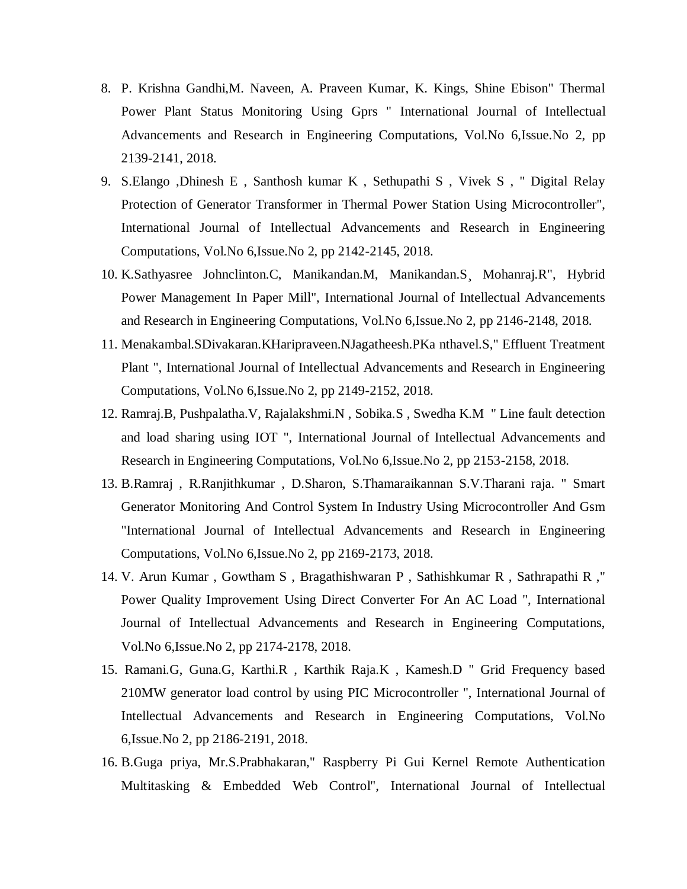8. P. Krishna Gandhi,M. Naveen, A. Praveen Kumar, K. Kings, Shine Ebison" Thermal Power Plant Status Monitoring Using Gprs " International Journal of Intellectual Advancements and Research in Engineering Computations, Vol.No 6,Issue.No 2, pp 2139-2141, 2018.
9. S.Elango ,Dhinesh E , Santhosh kumar K , Sethupathi S , Vivek S , " Digital Relay Protection of Generator Transformer in Thermal Power Station Using Microcontroller", International Journal of Intellectual Advancements and Research in Engineering Computations, Vol.No 6,Issue.No 2, pp 2142-2145, 2018.
10. K.Sathyasree Johnclinton.C, Manikandan.M, Manikandan.S¸ Mohanraj.R", Hybrid Power Management In Paper Mill", International Journal of Intellectual Advancements and Research in Engineering Computations, Vol.No 6,Issue.No 2, pp 2146-2148, 2018.
11. Menakambal.SDivakaran.KHaripraveen.NJagatheesh.PKa nthavel.S," Effluent Treatment Plant ", International Journal of Intellectual Advancements and Research in Engineering Computations, Vol.No 6,Issue.No 2, pp 2149-2152, 2018.
12. Ramraj.B, Pushpalatha.V, Rajalakshmi.N , Sobika.S , Swedha K.M " Line fault detection and load sharing using IOT ", International Journal of Intellectual Advancements and Research in Engineering Computations, Vol.No 6,Issue.No 2, pp 2153-2158, 2018.
13. B.Ramraj , R.Ranjithkumar , D.Sharon, S.Thamaraikannan S.V.Tharani raja. " Smart Generator Monitoring And Control System In Industry Using Microcontroller And Gsm "International Journal of Intellectual Advancements and Research in Engineering Computations, Vol.No 6,Issue.No 2, pp 2169-2173, 2018.
14. V. Arun Kumar , Gowtham S , Bragathishwaran P , Sathishkumar R , Sathrapathi R ," Power Quality Improvement Using Direct Converter For An AC Load ", International Journal of Intellectual Advancements and Research in Engineering Computations, Vol.No 6,Issue.No 2, pp 2174-2178, 2018.
15. Ramani.G, Guna.G, Karthi.R , Karthik Raja.K , Kamesh.D " Grid Frequency based 210MW generator load control by using PIC Microcontroller ", International Journal of Intellectual Advancements and Research in Engineering Computations, Vol.No 6,Issue.No 2, pp 2186-2191, 2018.
16. B.Guga priya, Mr.S.Prabhakaran," Raspberry Pi Gui Kernel Remote Authentication Multitasking & Embedded Web Control", International Journal of Intellectual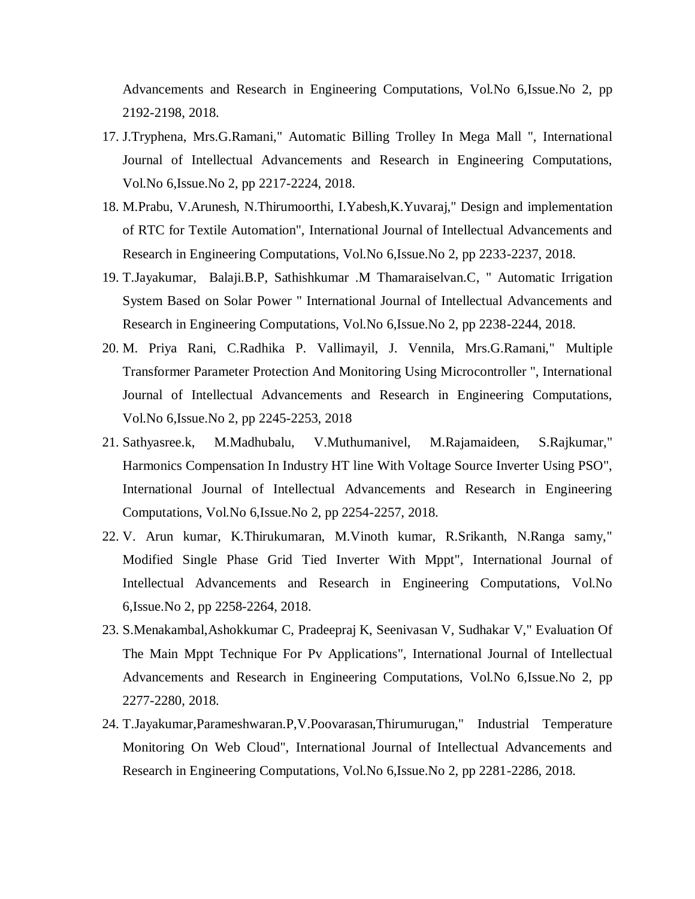Advancements and Research in Engineering Computations, Vol.No 6,Issue.No 2, pp 2192-2198, 2018.

17. J.Tryphena, Mrs.G.Ramani," Automatic Billing Trolley In Mega Mall ", International Journal of Intellectual Advancements and Research in Engineering Computations, Vol.No 6,Issue.No 2, pp 2217-2224, 2018.
18. M.Prabu, V.Arunesh, N.Thirumoorthi, I.Yabesh,K.Yuvaraj," Design and implementation of RTC for Textile Automation", International Journal of Intellectual Advancements and Research in Engineering Computations, Vol.No 6,Issue.No 2, pp 2233-2237, 2018.
19. T.Jayakumar, Balaji.B.P, Sathishkumar .M Thamaraiselvan.C, " Automatic Irrigation System Based on Solar Power " International Journal of Intellectual Advancements and Research in Engineering Computations, Vol.No 6,Issue.No 2, pp 2238-2244, 2018.
20. M. Priya Rani, C.Radhika P. Vallimayil, J. Vennila, Mrs.G.Ramani," Multiple Transformer Parameter Protection And Monitoring Using Microcontroller ", International Journal of Intellectual Advancements and Research in Engineering Computations, Vol.No 6,Issue.No 2, pp 2245-2253, 2018
21. Sathyasree.k, M.Madhubalu, V.Muthumanivel, M.Rajamaideen, S.Rajkumar," Harmonics Compensation In Industry HT line With Voltage Source Inverter Using PSO", International Journal of Intellectual Advancements and Research in Engineering Computations, Vol.No 6,Issue.No 2, pp 2254-2257, 2018.
22. V. Arun kumar, K.Thirukumaran, M.Vinoth kumar, R.Srikanth, N.Ranga samy," Modified Single Phase Grid Tied Inverter With Mppt", International Journal of Intellectual Advancements and Research in Engineering Computations, Vol.No 6,Issue.No 2, pp 2258-2264, 2018.
23. S.Menakambal,Ashokkumar C, Pradeepraj K, Seenivasan V, Sudhakar V," Evaluation Of The Main Mppt Technique For Pv Applications", International Journal of Intellectual Advancements and Research in Engineering Computations, Vol.No 6,Issue.No 2, pp 2277-2280, 2018.
24. T.Jayakumar,Parameshwaran.P,V.Poovarasan,Thirumurugan," Industrial Temperature Monitoring On Web Cloud", International Journal of Intellectual Advancements and Research in Engineering Computations, Vol.No 6,Issue.No 2, pp 2281-2286, 2018.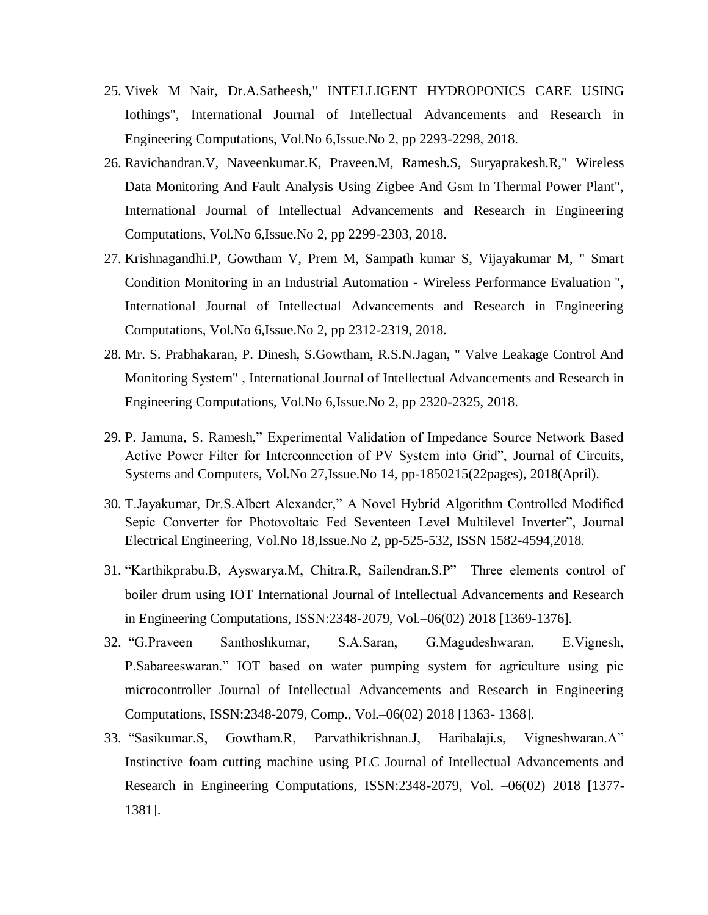25. Vivek M Nair, Dr.A.Satheesh," INTELLIGENT HYDROPONICS CARE USING Iothings", International Journal of Intellectual Advancements and Research in Engineering Computations, Vol.No 6,Issue.No 2, pp 2293-2298, 2018.
26. Ravichandran.V, Naveenkumar.K, Praveen.M, Ramesh.S, Suryaprakesh.R," Wireless Data Monitoring And Fault Analysis Using Zigbee And Gsm In Thermal Power Plant", International Journal of Intellectual Advancements and Research in Engineering Computations, Vol.No 6,Issue.No 2, pp 2299-2303, 2018.
27. Krishnagandhi.P, Gowtham V, Prem M, Sampath kumar S, Vijayakumar M, " Smart Condition Monitoring in an Industrial Automation - Wireless Performance Evaluation ", International Journal of Intellectual Advancements and Research in Engineering Computations, Vol.No 6,Issue.No 2, pp 2312-2319, 2018.
28. Mr. S. Prabhakaran, P. Dinesh, S.Gowtham, R.S.N.Jagan, " Valve Leakage Control And Monitoring System" , International Journal of Intellectual Advancements and Research in Engineering Computations, Vol.No 6,Issue.No 2, pp 2320-2325, 2018.
29. P. Jamuna, S. Ramesh," Experimental Validation of Impedance Source Network Based Active Power Filter for Interconnection of PV System into Grid", Journal of Circuits, Systems and Computers, Vol.No 27,Issue.No 14, pp-1850215(22pages), 2018(April).
30. T.Jayakumar, Dr.S.Albert Alexander," A Novel Hybrid Algorithm Controlled Modified Sepic Converter for Photovoltaic Fed Seventeen Level Multilevel Inverter", Journal Electrical Engineering, Vol.No 18,Issue.No 2, pp-525-532, ISSN 1582-4594,2018.
31. "Karthikprabu.B, Ayswarya.M, Chitra.R, Sailendran.S.P" Three elements control of boiler drum using IOT International Journal of Intellectual Advancements and Research in Engineering Computations, ISSN:2348-2079, Vol.–06(02) 2018 [1369-1376].
32. "G.Praveen Santhoshkumar, S.A.Saran, G.Magudeshwaran, E.Vignesh, P.Sabareeswaran." IOT based on water pumping system for agriculture using pic microcontroller Journal of Intellectual Advancements and Research in Engineering Computations, ISSN:2348-2079, Comp., Vol.–06(02) 2018 [1363- 1368].
33. "Sasikumar.S, Gowtham.R, Parvathikrishnan.J, Haribalaji.s, Vigneshwaran.A" Instinctive foam cutting machine using PLC Journal of Intellectual Advancements and Research in Engineering Computations, ISSN:2348-2079, Vol. –06(02) 2018 [1377-1381].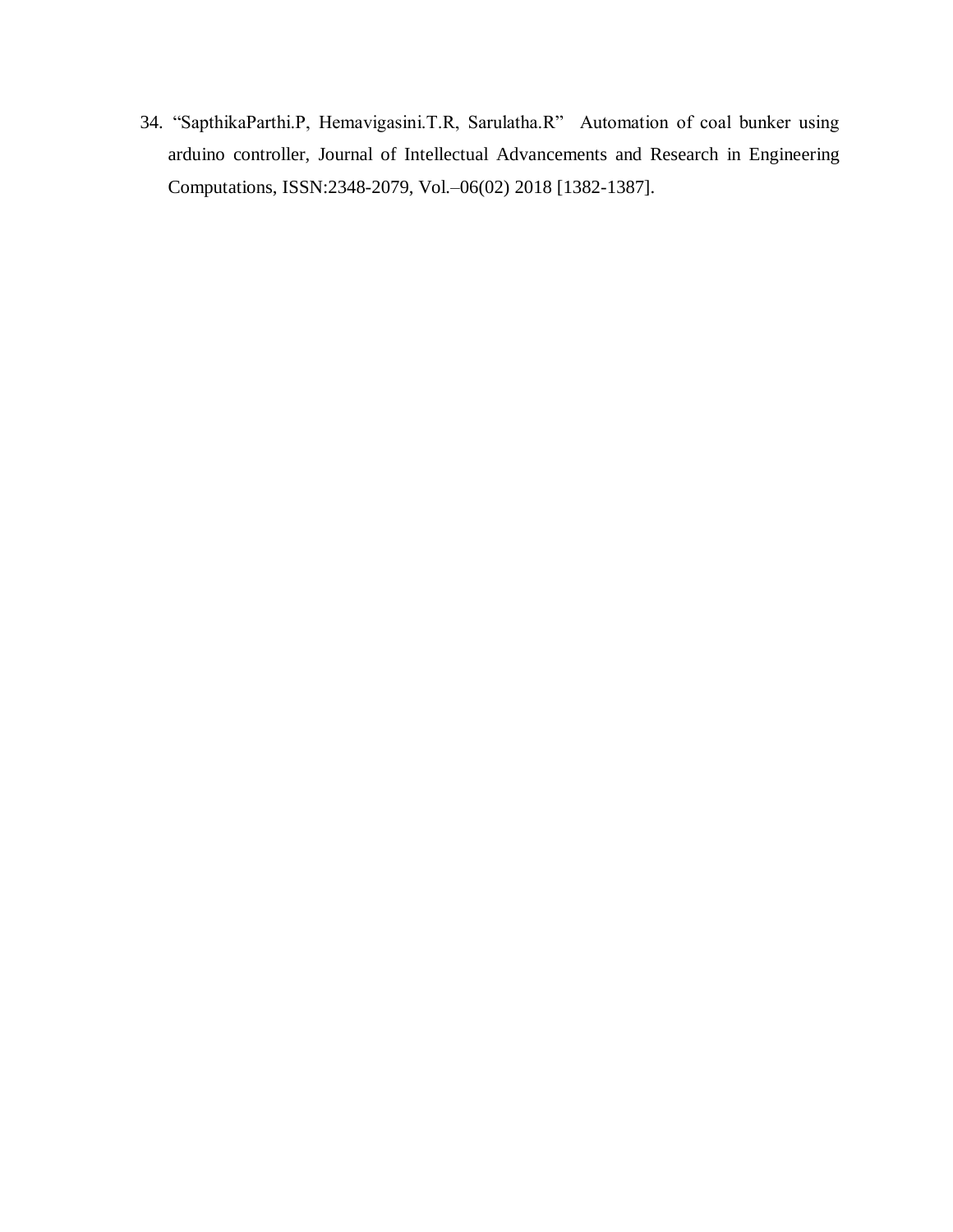34. “SapthikaParthi.P, Hemavigasini.T.R, Sarulatha.R” Automation of coal bunker using arduino controller, Journal of Intellectual Advancements and Research in Engineering Computations, ISSN:2348-2079, Vol.–06(02) 2018 [1382-1387].